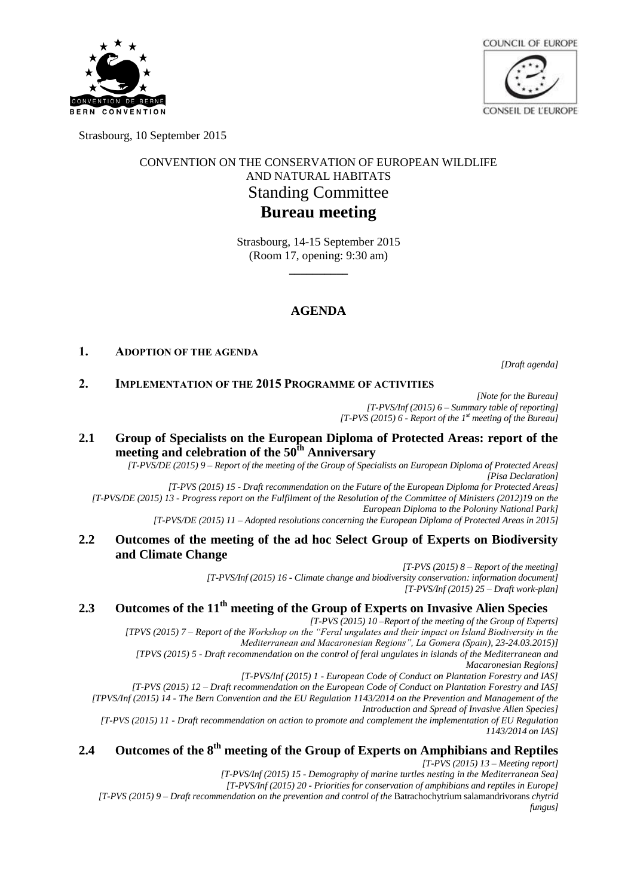Strasbourg, 10 September 2015

CONVENTION ON THE CONSERVATION OF EUROPEAN WILDLIFE AND NATURAL HABITATS

Standing Committee

# Bureau meeting

Strasbourg, 14-15 September 2015
(Room 17, opening: 9:30 am)

---

## AGENDA

### 1. ADOPTION OF THE AGENDA

*[Draft agenda]*

### 2. IMPLEMENTATION OF THE 2015 PROGRAMME OF ACTIVITIES

*[Note for the Bureau]*
*[T-PVS/Inf (2015) 6 – Summary table of reporting]*
*[T-PVS (2015) 6 - Report of the 1st meeting of the Bureau]*

### 2.1 Group of Specialists on the European Diploma of Protected Areas: report of the meeting and celebration of the 50th Anniversary

*[T-PVS/DE (2015) 9 – Report of the meeting of the Group of Specialists on European Diploma of Protected Areas]*
*[Pisa Declaration]*
*[T-PVS (2015) 15 - Draft recommendation on the Future of the European Diploma for Protected Areas]*
*[T-PVS/DE (2015) 13 - Progress report on the Fulfilment of the Resolution of the Committee of Ministers (2012)19 on the European Diploma to the Poloniny National Park]*
*[T-PVS/DE (2015) 11 – Adopted resolutions concerning the European Diploma of Protected Areas in 2015]*

### 2.2 Outcomes of the meeting of the ad hoc Select Group of Experts on Biodiversity and Climate Change

*[T-PVS (2015) 8 – Report of the meeting]*
*[T-PVS/Inf (2015) 16 - Climate change and biodiversity conservation: information document]*
*[T-PVS/Inf (2015) 25 – Draft work-plan]*

### 2.3 Outcomes of the 11th meeting of the Group of Experts on Invasive Alien Species

*[T-PVS (2015) 10 –Report of the meeting of the Group of Experts]*
*[TPVS (2015) 7 – Report of the Workshop on the "Feral ungulates and their impact on Island Biodiversity in the Mediterranean and Macaronesian Regions", La Gomera (Spain), 23-24.03.2015)]*
*[TPVS (2015) 5 - Draft recommendation on the control of feral ungulates in islands of the Mediterranean and Macaronesian Regions]*
*[T-PVS/Inf (2015) 1 - European Code of Conduct on Plantation Forestry and IAS]*
*[T-PVS (2015) 12 – Draft recommendation on the European Code of Conduct on Plantation Forestry and IAS]*
*[TPVS/Inf (2015) 14 - The Bern Convention and the EU Regulation 1143/2014 on the Prevention and Management of the Introduction and Spread of Invasive Alien Species]*
*[T-PVS (2015) 11 - Draft recommendation on action to promote and complement the implementation of EU Regulation 1143/2014 on IAS]*

### 2.4 Outcomes of the 8th meeting of the Group of Experts on Amphibians and Reptiles

*[T-PVS (2015) 13 – Meeting report]*
*[T-PVS/Inf (2015) 15 - Demography of marine turtles nesting in the Mediterranean Sea]*
*[T-PVS/Inf (2015) 20 - Priorities for conservation of amphibians and reptiles in Europe]*
*[T-PVS (2015) 9 – Draft recommendation on the prevention and control of the* Batrachochytrium salamandrivorans *chytrid fungus]*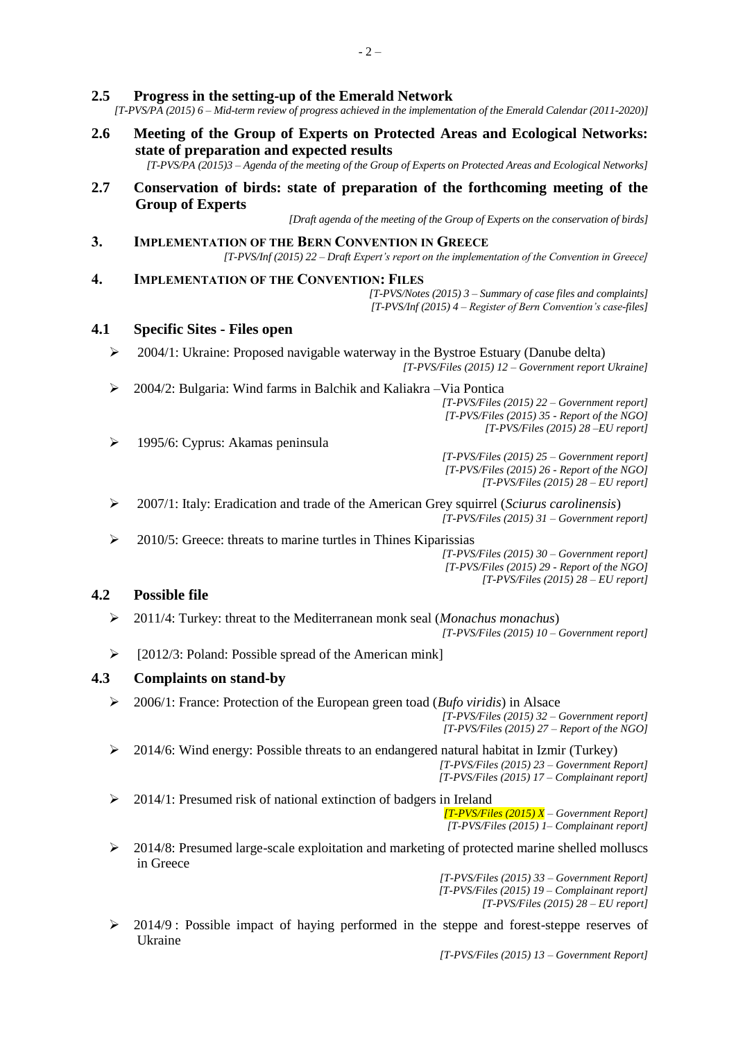## 2.5 Progress in the setting-up of the Emerald Network

*[T-PVS/PA (2015) 6 – Mid-term review of progress achieved in the implementation of the Emerald Calendar (2011-2020)]*

## 2.6 Meeting of the Group of Experts on Protected Areas and Ecological Networks: state of preparation and expected results

*[T-PVS/PA (2015)3 – Agenda of the meeting of the Group of Experts on Protected Areas and Ecological Networks]*

## 2.7 Conservation of birds: state of preparation of the forthcoming meeting of the Group of Experts

*[Draft agenda of the meeting of the Group of Experts on the conservation of birds]*

# 3. Implementation of the Bern Convention in Greece

*[T-PVS/Inf (2015) 22 – Draft Expert's report on the implementation of the Convention in Greece]*

# 4. Implementation of the Convention: Files

*[T-PVS/Notes (2015) 3 – Summary of case files and complaints]*
*[T-PVS/Inf (2015) 4 – Register of Bern Convention's case-files]*

## 4.1 Specific Sites - Files open

- 2004/1: Ukraine: Proposed navigable waterway in the Bystroe Estuary (Danube delta)
  *[T-PVS/Files (2015) 12 – Government report Ukraine]*
- 2004/2: Bulgaria: Wind farms in Balchik and Kaliakra –Via Pontica
  *[T-PVS/Files (2015) 22 – Government report]*
  *[T-PVS/Files (2015) 35 - Report of the NGO]*
  *[T-PVS/Files (2015) 28 –EU report]*
- 1995/6: Cyprus: Akamas peninsula
  *[T-PVS/Files (2015) 25 – Government report]*
  *[T-PVS/Files (2015) 26 - Report of the NGO]*
  *[T-PVS/Files (2015) 28 – EU report]*
- 2007/1: Italy: Eradication and trade of the American Grey squirrel (*Sciurus carolinensis*)
  *[T-PVS/Files (2015) 31 – Government report]*
- 2010/5: Greece: threats to marine turtles in Thines Kiparissias
  *[T-PVS/Files (2015) 30 – Government report]*
  *[T-PVS/Files (2015) 29 - Report of the NGO]*
  *[T-PVS/Files (2015) 28 – EU report]*

## 4.2 Possible file

- 2011/4: Turkey: threat to the Mediterranean monk seal (*Monachus monachus*)
  *[T-PVS/Files (2015) 10 – Government report]*
- [2012/3: Poland: Possible spread of the American mink]

## 4.3 Complaints on stand-by

- 2006/1: France: Protection of the European green toad (*Bufo viridis*) in Alsace
  *[T-PVS/Files (2015) 32 – Government report]*
  *[T-PVS/Files (2015) 27 – Report of the NGO]*
- 2014/6: Wind energy: Possible threats to an endangered natural habitat in Izmir (Turkey)
  *[T-PVS/Files (2015) 23 – Government Report]*
  *[T-PVS/Files (2015) 17 – Complainant report]*
- 2014/1: Presumed risk of national extinction of badgers in Ireland
  *[T-PVS/Files (2015) X – Government Report]*
  *[T-PVS/Files (2015) 1– Complainant report]*
- 2014/8: Presumed large-scale exploitation and marketing of protected marine shelled molluscs in Greece
  *[T-PVS/Files (2015) 33 – Government Report]*
  *[T-PVS/Files (2015) 19 – Complainant report]*
  *[T-PVS/Files (2015) 28 – EU report]*
- 2014/9 : Possible impact of haying performed in the steppe and forest-steppe reserves of Ukraine
  *[T-PVS/Files (2015) 13 – Government Report]*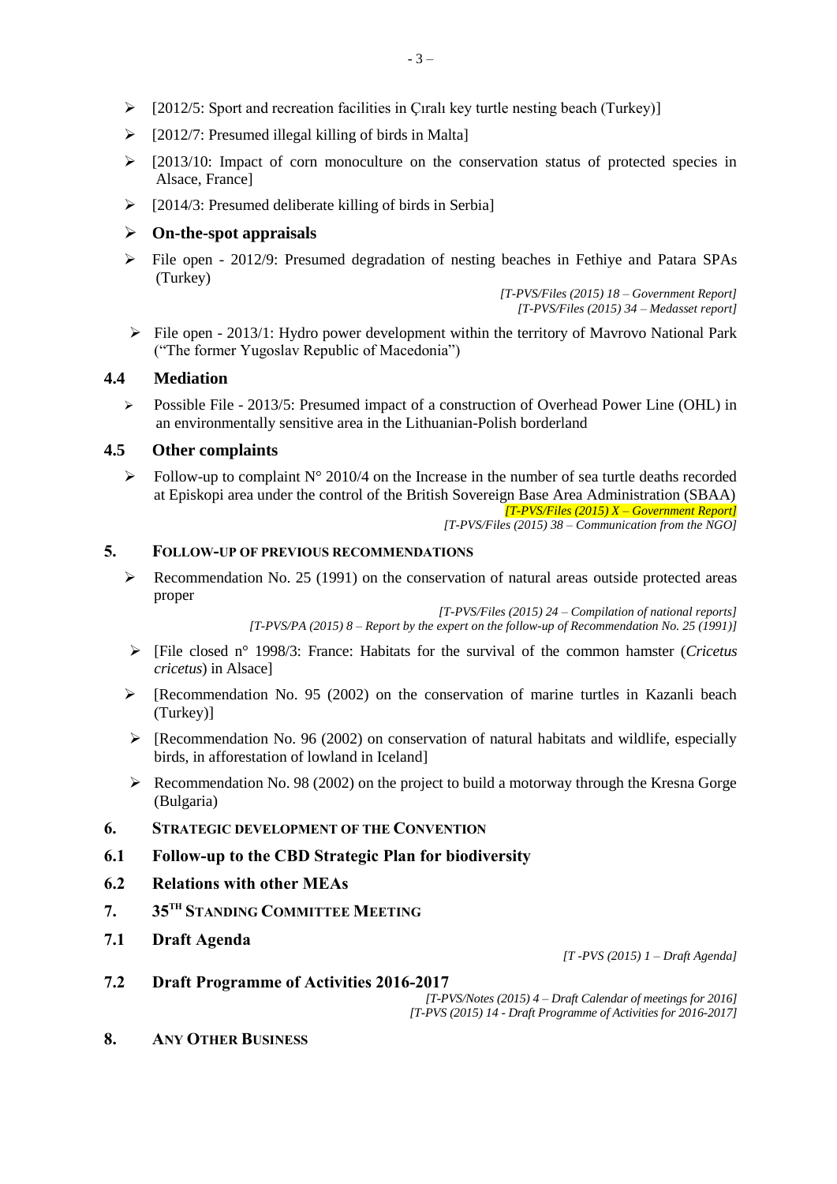- [2012/5: Sport and recreation facilities in Çıralı key turtle nesting beach (Turkey)]
- [2012/7: Presumed illegal killing of birds in Malta]
- [2013/10: Impact of corn monoculture on the conservation status of protected species in Alsace, France]
- [2014/3: Presumed deliberate killing of birds in Serbia]
- **On-the-spot appraisals**
- File open - 2012/9: Presumed degradation of nesting beaches in Fethiye and Patara SPAs (Turkey)

  *[T-PVS/Files (2015) 18 – Government Report]*
  *[T-PVS/Files (2015) 34 – Medasset report]*

- File open - 2013/1: Hydro power development within the territory of Mavrovo National Park ("The former Yugoslav Republic of Macedonia")

### 4.4 Mediation

- Possible File - 2013/5: Presumed impact of a construction of Overhead Power Line (OHL) in an environmentally sensitive area in the Lithuanian-Polish borderland

### 4.5 Other complaints

- Follow-up to complaint N° 2010/4 on the Increase in the number of sea turtle deaths recorded at Episkopi area under the control of the British Sovereign Base Area Administration (SBAA)

  *[T-PVS/Files (2015) X – Government Report]*
  *[T-PVS/Files (2015) 38 – Communication from the NGO]*

## 5. FOLLOW-UP OF PREVIOUS RECOMMENDATIONS

- Recommendation No. 25 (1991) on the conservation of natural areas outside protected areas proper

  *[T-PVS/Files (2015) 24 – Compilation of national reports]*
  *[T-PVS/PA (2015) 8 – Report by the expert on the follow-up of Recommendation No. 25 (1991)]*

- [File closed n° 1998/3: France: Habitats for the survival of the common hamster (*Cricetus cricetus*) in Alsace]
- [Recommendation No. 95 (2002) on the conservation of marine turtles in Kazanli beach (Turkey)]
- [Recommendation No. 96 (2002) on conservation of natural habitats and wildlife, especially birds, in afforestation of lowland in Iceland]
- Recommendation No. 98 (2002) on the project to build a motorway through the Kresna Gorge (Bulgaria)

## 6. STRATEGIC DEVELOPMENT OF THE CONVENTION

### 6.1 Follow-up to the CBD Strategic Plan for biodiversity

### 6.2 Relations with other MEAs

## 7. 35TH STANDING COMMITTEE MEETING

### 7.1 Draft Agenda

*[T -PVS (2015) 1 – Draft Agenda]*

### 7.2 Draft Programme of Activities 2016-2017

*[T-PVS/Notes (2015) 4 – Draft Calendar of meetings for 2016]*
*[T-PVS (2015) 14 - Draft Programme of Activities for 2016-2017]*

## 8. ANY OTHER BUSINESS